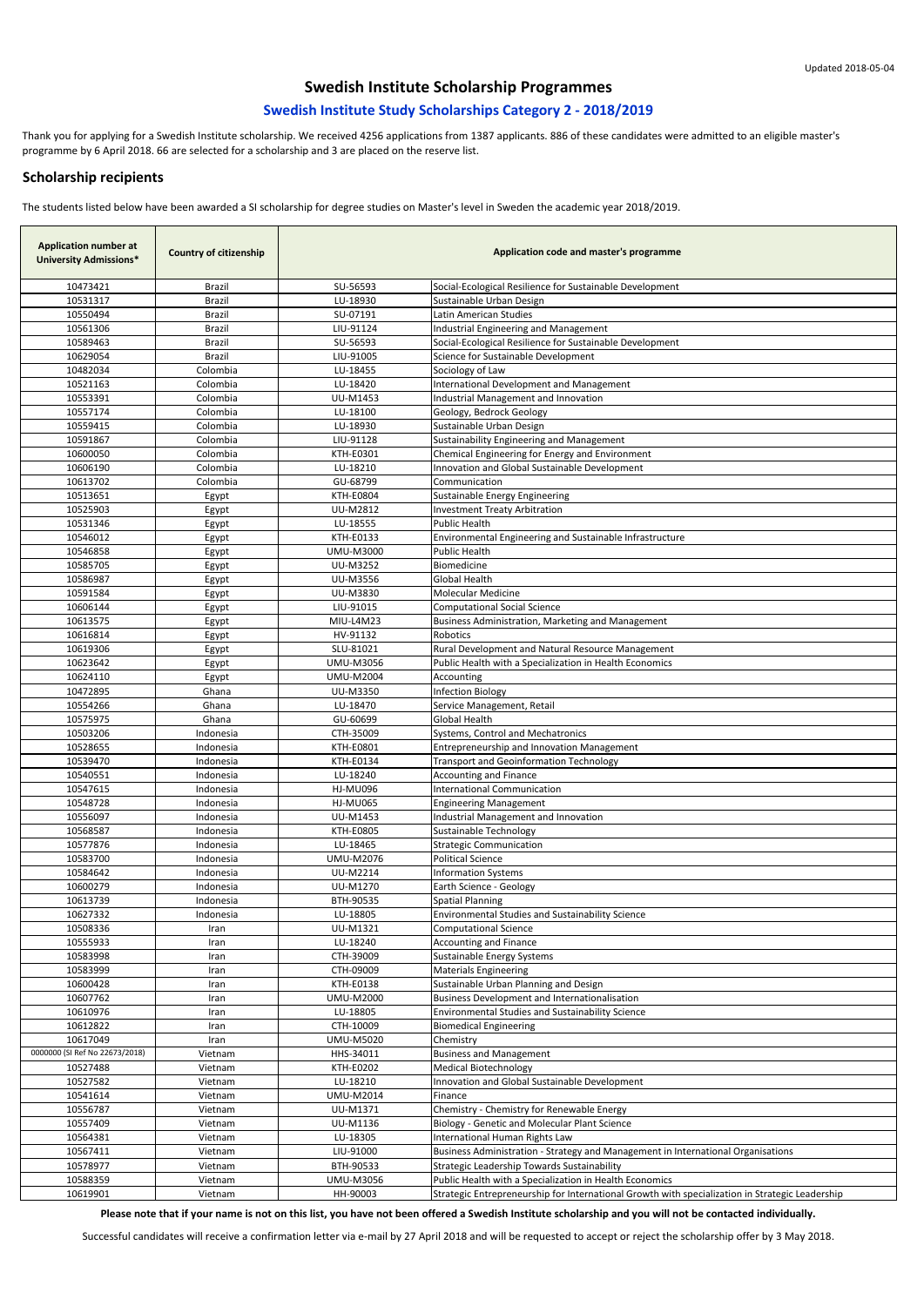Updated 2018-05-04

# Swedish Institute Scholarship Programmes

## Swedish Institute Study Scholarships Category 2 - 2018/2019

Thank you for applying for a Swedish Institute scholarship. We received 4256 applications from 1387 applicants. 886 of these candidates were admitted to an eligible master's programme by 6 April 2018. 66 are selected for a scholarship and 3 are placed on the reserve list.

### Scholarship recipients

The students listed below have been awarded a SI scholarship for degree studies on Master's level in Sweden the academic year 2018/2019.

| Application number at University Admissions* | Country of citizenship | Application code and master's programme | |
|---|---|---|---|
| 10473421 | Brazil | SU-56593 | Social-Ecological Resilience for Sustainable Development |
| 10531317 | Brazil | LU-18930 | Sustainable Urban Design |
| 10550494 | Brazil | SU-07191 | Latin American Studies |
| 10561306 | Brazil | LIU-91124 | Industrial Engineering and Management |
| 10589463 | Brazil | SU-56593 | Social-Ecological Resilience for Sustainable Development |
| 10629054 | Brazil | LIU-91005 | Science for Sustainable Development |
| 10482034 | Colombia | LU-18455 | Sociology of Law |
| 10521163 | Colombia | LU-18420 | International Development and Management |
| 10553391 | Colombia | UU-M1453 | Industrial Management and Innovation |
| 10557174 | Colombia | LU-18100 | Geology, Bedrock Geology |
| 10559415 | Colombia | LU-18930 | Sustainable Urban Design |
| 10591867 | Colombia | LIU-91128 | Sustainability Engineering and Management |
| 10600050 | Colombia | KTH-E0301 | Chemical Engineering for Energy and Environment |
| 10606190 | Colombia | LU-18210 | Innovation and Global Sustainable Development |
| 10613702 | Colombia | GU-68799 | Communication |
| 10513651 | Egypt | KTH-E0804 | Sustainable Energy Engineering |
| 10525903 | Egypt | UU-M2812 | Investment Treaty Arbitration |
| 10531346 | Egypt | LU-18555 | Public Health |
| 10546012 | Egypt | KTH-E0133 | Environmental Engineering and Sustainable Infrastructure |
| 10546858 | Egypt | UMU-M3000 | Public Health |
| 10585705 | Egypt | UU-M3252 | Biomedicine |
| 10586987 | Egypt | UU-M3556 | Global Health |
| 10591584 | Egypt | UU-M3830 | Molecular Medicine |
| 10606144 | Egypt | LIU-91015 | Computational Social Science |
| 10613575 | Egypt | MIU-L4M23 | Business Administration, Marketing and Management |
| 10616814 | Egypt | HV-91132 | Robotics |
| 10619306 | Egypt | SLU-81021 | Rural Development and Natural Resource Management |
| 10623642 | Egypt | UMU-M3056 | Public Health with a Specialization in Health Economics |
| 10624110 | Egypt | UMU-M2004 | Accounting |
| 10472895 | Ghana | UU-M3350 | Infection Biology |
| 10554266 | Ghana | LU-18470 | Service Management, Retail |
| 10575975 | Ghana | GU-60699 | Global Health |
| 10503206 | Indonesia | CTH-35009 | Systems, Control and Mechatronics |
| 10528655 | Indonesia | KTH-E0801 | Entrepreneurship and Innovation Management |
| 10539470 | Indonesia | KTH-E0134 | Transport and Geoinformation Technology |
| 10540551 | Indonesia | LU-18240 | Accounting and Finance |
| 10547615 | Indonesia | HJ-MU096 | International Communication |
| 10548728 | Indonesia | HJ-MU065 | Engineering Management |
| 10556097 | Indonesia | UU-M1453 | Industrial Management and Innovation |
| 10568587 | Indonesia | KTH-E0805 | Sustainable Technology |
| 10577876 | Indonesia | LU-18465 | Strategic Communication |
| 10583700 | Indonesia | UMU-M2076 | Political Science |
| 10584642 | Indonesia | UU-M2214 | Information Systems |
| 10600279 | Indonesia | UU-M1270 | Earth Science - Geology |
| 10613739 | Indonesia | BTH-90535 | Spatial Planning |
| 10627332 | Indonesia | LU-18805 | Environmental Studies and Sustainability Science |
| 10508336 | Iran | UU-M1321 | Computational Science |
| 10555933 | Iran | LU-18240 | Accounting and Finance |
| 10583998 | Iran | CTH-39009 | Sustainable Energy Systems |
| 10583999 | Iran | CTH-09009 | Materials Engineering |
| 10600428 | Iran | KTH-E0138 | Sustainable Urban Planning and Design |
| 10607762 | Iran | UMU-M2000 | Business Development and Internationalisation |
| 10610976 | Iran | LU-18805 | Environmental Studies and Sustainability Science |
| 10612822 | Iran | CTH-10009 | Biomedical Engineering |
| 10617049 | Iran | UMU-M5020 | Chemistry |
| 0000000 (SI Ref No 22673/2018) | Vietnam | HHS-34011 | Business and Management |
| 10527488 | Vietnam | KTH-E0202 | Medical Biotechnology |
| 10527582 | Vietnam | LU-18210 | Innovation and Global Sustainable Development |
| 10541614 | Vietnam | UMU-M2014 | Finance |
| 10556787 | Vietnam | UU-M1371 | Chemistry - Chemistry for Renewable Energy |
| 10557409 | Vietnam | UU-M1136 | Biology - Genetic and Molecular Plant Science |
| 10564381 | Vietnam | LU-18305 | International Human Rights Law |
| 10567411 | Vietnam | LIU-91000 | Business Administration - Strategy and Management in International Organisations |
| 10578977 | Vietnam | BTH-90533 | Strategic Leadership Towards Sustainability |
| 10588359 | Vietnam | UMU-M3056 | Public Health with a Specialization in Health Economics |
| 10619901 | Vietnam | HH-90003 | Strategic Entrepreneurship for International Growth with specialization in Strategic Leadership |

**Please note that if your name is not on this list, you have not been offered a Swedish Institute scholarship and you will not be contacted individually.**

Successful candidates will receive a confirmation letter via e-mail by 27 April 2018 and will be requested to accept or reject the scholarship offer by 3 May 2018.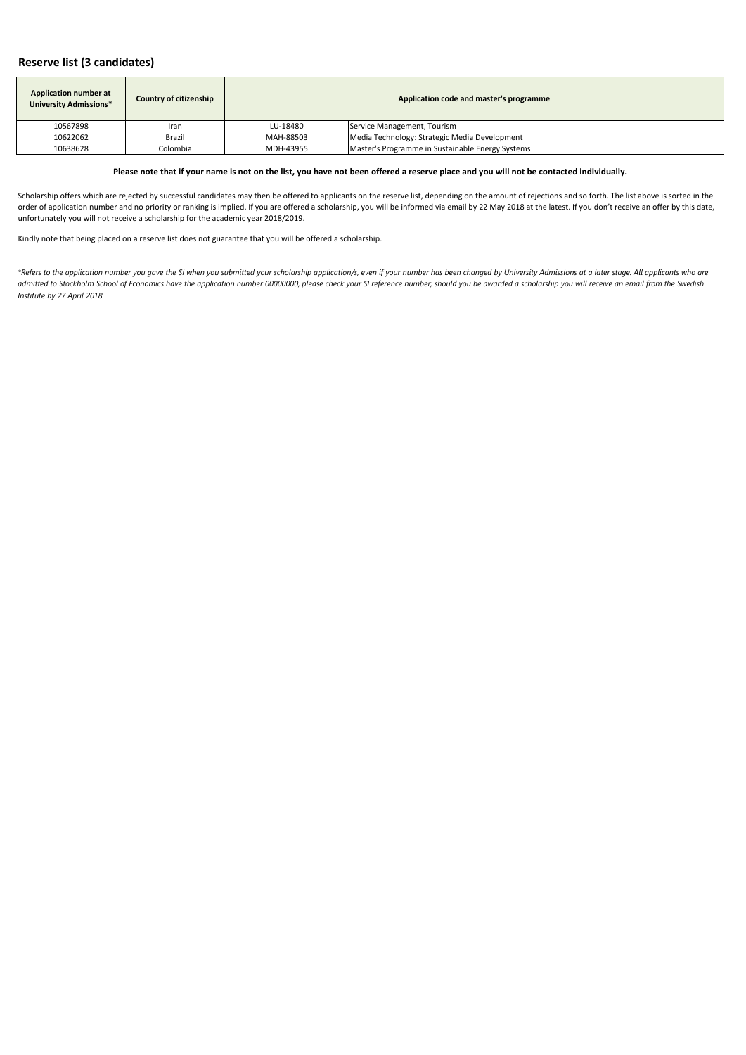## Reserve list (3 candidates)

| Application number at University Admissions* | Country of citizenship | Application code and master's programme | |
|---|---|---|---|
| 10567898 | Iran | LU-18480 | Service Management, Tourism |
| 10622062 | Brazil | MAH-88503 | Media Technology: Strategic Media Development |
| 10638628 | Colombia | MDH-43955 | Master's Programme in Sustainable Energy Systems |

**Please note that if your name is not on the list, you have not been offered a reserve place and you will not be contacted individually.**

Scholarship offers which are rejected by successful candidates may then be offered to applicants on the reserve list, depending on the amount of rejections and so forth. The list above is sorted in the order of application number and no priority or ranking is implied. If you are offered a scholarship, you will be informed via email by 22 May 2018 at the latest. If you don't receive an offer by this date, unfortunately you will not receive a scholarship for the academic year 2018/2019.

Kindly note that being placed on a reserve list does not guarantee that you will be offered a scholarship.

*\*Refers to the application number you gave the SI when you submitted your scholarship application/s, even if your number has been changed by University Admissions at a later stage. All applicants who are admitted to Stockholm School of Economics have the application number 00000000, please check your SI reference number; should you be awarded a scholarship you will receive an email from the Swedish Institute by 27 April 2018.*